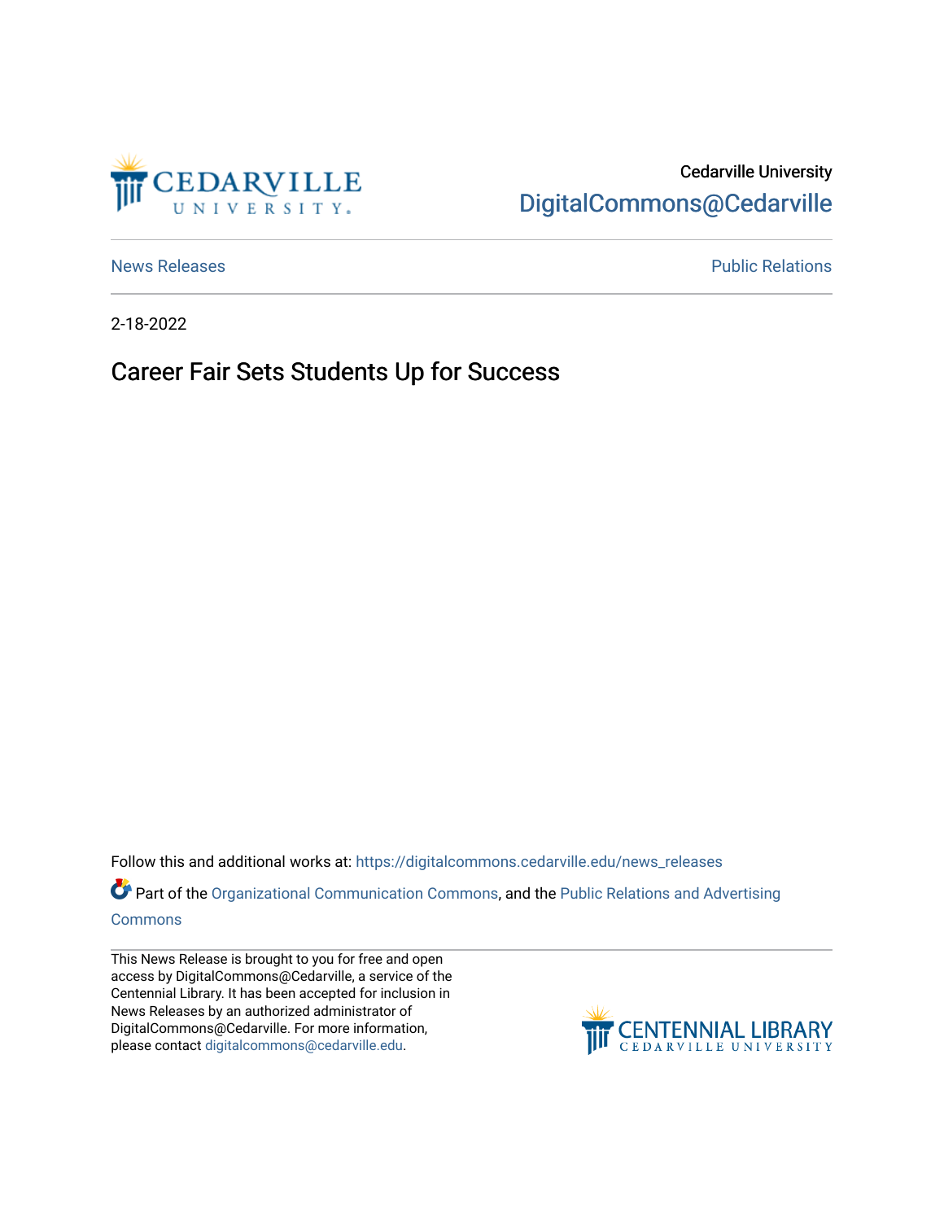Cedarville University

DigitalCommons@Cedarville

News Releases

Public Relations

2-18-2022

# Career Fair Sets Students Up for Success

Follow this and additional works at: https://digitalcommons.cedarville.edu/news_releases

Part of the Organizational Communication Commons, and the Public Relations and Advertising Commons

This News Release is brought to you for free and open access by DigitalCommons@Cedarville, a service of the Centennial Library. It has been accepted for inclusion in News Releases by an authorized administrator of DigitalCommons@Cedarville. For more information, please contact digitalcommons@cedarville.edu.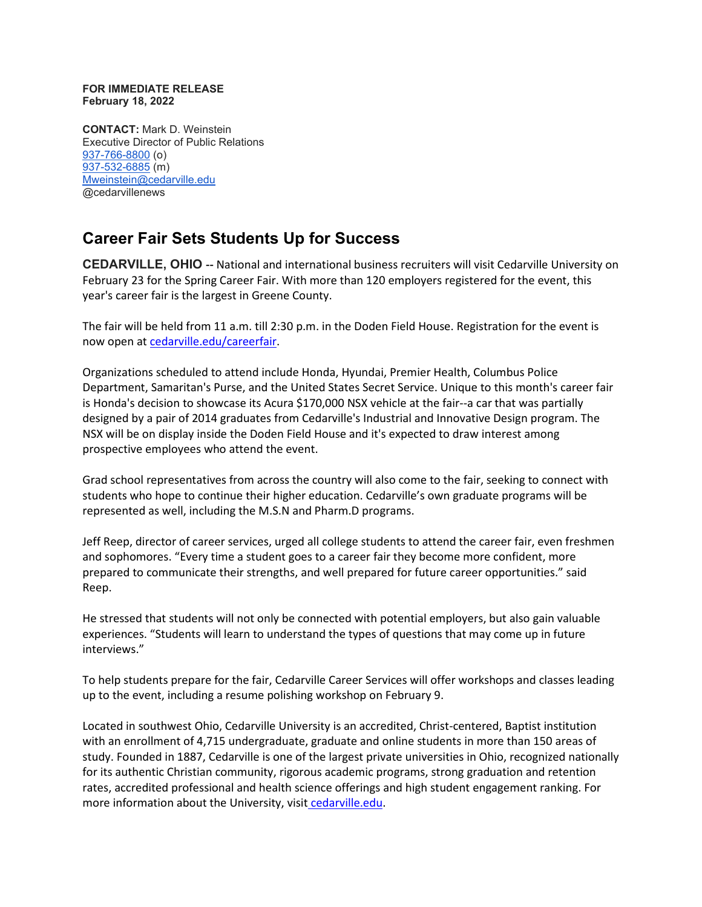**FOR IMMEDIATE RELEASE**
**February 18, 2022**

**CONTACT:** Mark D. Weinstein
Executive Director of Public Relations
937-766-8800 (o)
937-532-6885 (m)
Mweinstein@cedarville.edu
@cedarvillenews

## Career Fair Sets Students Up for Success

**CEDARVILLE, OHIO** -- National and international business recruiters will visit Cedarville University on February 23 for the Spring Career Fair. With more than 120 employers registered for the event, this year's career fair is the largest in Greene County.

The fair will be held from 11 a.m. till 2:30 p.m. in the Doden Field House. Registration for the event is now open at cedarville.edu/careerfair.

Organizations scheduled to attend include Honda, Hyundai, Premier Health, Columbus Police Department, Samaritan's Purse, and the United States Secret Service. Unique to this month's career fair is Honda's decision to showcase its Acura $170,000 NSX vehicle at the fair--a car that was partially designed by a pair of 2014 graduates from Cedarville's Industrial and Innovative Design program. The NSX will be on display inside the Doden Field House and it's expected to draw interest among prospective employees who attend the event.

Grad school representatives from across the country will also come to the fair, seeking to connect with students who hope to continue their higher education. Cedarville's own graduate programs will be represented as well, including the M.S.N and Pharm.D programs.

Jeff Reep, director of career services, urged all college students to attend the career fair, even freshmen and sophomores. "Every time a student goes to a career fair they become more confident, more prepared to communicate their strengths, and well prepared for future career opportunities." said Reep.

He stressed that students will not only be connected with potential employers, but also gain valuable experiences. "Students will learn to understand the types of questions that may come up in future interviews."

To help students prepare for the fair, Cedarville Career Services will offer workshops and classes leading up to the event, including a resume polishing workshop on February 9.

Located in southwest Ohio, Cedarville University is an accredited, Christ-centered, Baptist institution with an enrollment of 4,715 undergraduate, graduate and online students in more than 150 areas of study. Founded in 1887, Cedarville is one of the largest private universities in Ohio, recognized nationally for its authentic Christian community, rigorous academic programs, strong graduation and retention rates, accredited professional and health science offerings and high student engagement ranking. For more information about the University, visit cedarville.edu.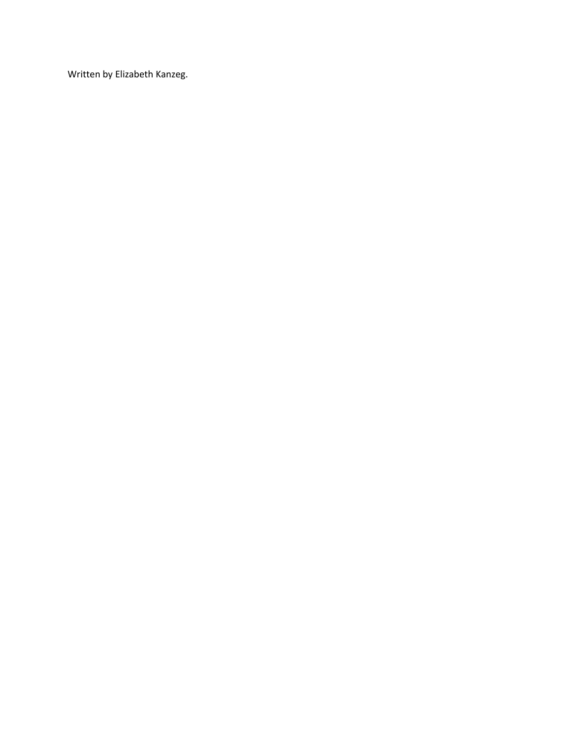Written by Elizabeth Kanzeg.